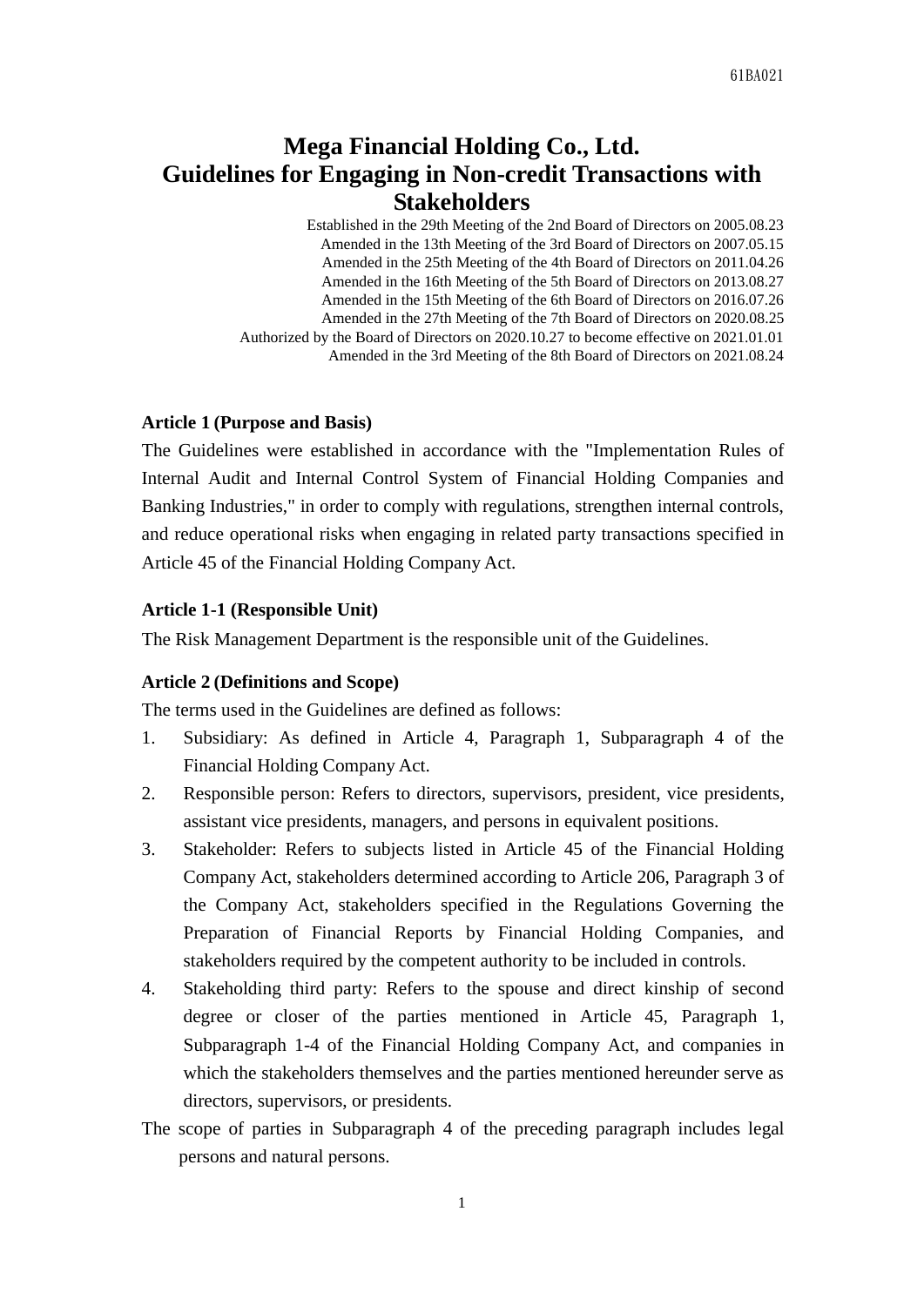61BA021

# Mega Financial Holding Co., Ltd.
# Guidelines for Engaging in Non-credit Transactions with Stakeholders

Established in the 29th Meeting of the 2nd Board of Directors on 2005.08.23
Amended in the 13th Meeting of the 3rd Board of Directors on 2007.05.15
Amended in the 25th Meeting of the 4th Board of Directors on 2011.04.26
Amended in the 16th Meeting of the 5th Board of Directors on 2013.08.27
Amended in the 15th Meeting of the 6th Board of Directors on 2016.07.26
Amended in the 27th Meeting of the 7th Board of Directors on 2020.08.25
Authorized by the Board of Directors on 2020.10.27 to become effective on 2021.01.01
Amended in the 3rd Meeting of the 8th Board of Directors on 2021.08.24

**Article 1 (Purpose and Basis)**

The Guidelines were established in accordance with the "Implementation Rules of Internal Audit and Internal Control System of Financial Holding Companies and Banking Industries," in order to comply with regulations, strengthen internal controls, and reduce operational risks when engaging in related party transactions specified in Article 45 of the Financial Holding Company Act.

**Article 1-1 (Responsible Unit)**

The Risk Management Department is the responsible unit of the Guidelines.

**Article 2 (Definitions and Scope)**

The terms used in the Guidelines are defined as follows:

1. Subsidiary: As defined in Article 4, Paragraph 1, Subparagraph 4 of the Financial Holding Company Act.
2. Responsible person: Refers to directors, supervisors, president, vice presidents, assistant vice presidents, managers, and persons in equivalent positions.
3. Stakeholder: Refers to subjects listed in Article 45 of the Financial Holding Company Act, stakeholders determined according to Article 206, Paragraph 3 of the Company Act, stakeholders specified in the Regulations Governing the Preparation of Financial Reports by Financial Holding Companies, and stakeholders required by the competent authority to be included in controls.
4. Stakeholding third party: Refers to the spouse and direct kinship of second degree or closer of the parties mentioned in Article 45, Paragraph 1, Subparagraph 1-4 of the Financial Holding Company Act, and companies in which the stakeholders themselves and the parties mentioned hereunder serve as directors, supervisors, or presidents.

The scope of parties in Subparagraph 4 of the preceding paragraph includes legal persons and natural persons.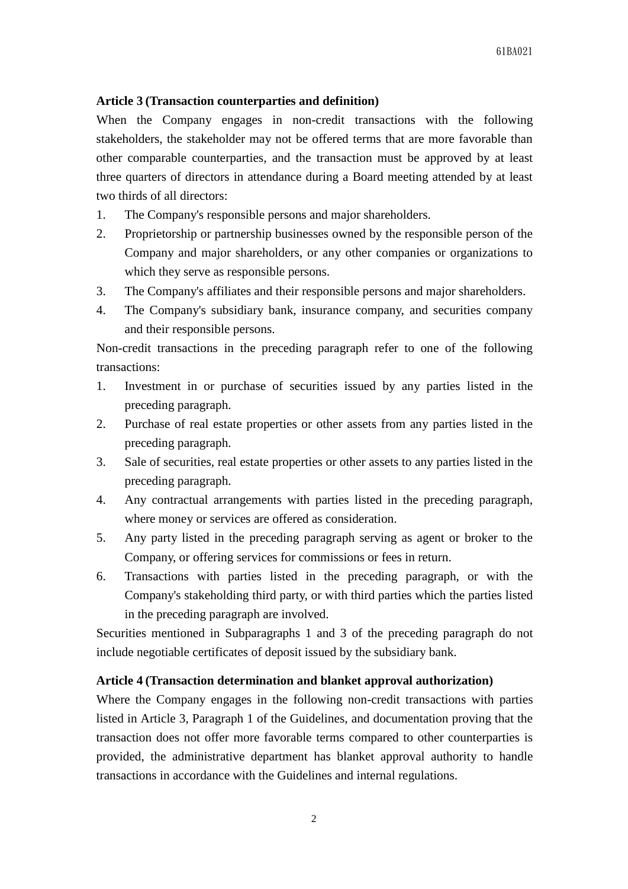**Article 3 (Transaction counterparties and definition)**

When the Company engages in non-credit transactions with the following stakeholders, the stakeholder may not be offered terms that are more favorable than other comparable counterparties, and the transaction must be approved by at least three quarters of directors in attendance during a Board meeting attended by at least two thirds of all directors:

1. The Company's responsible persons and major shareholders.
2. Proprietorship or partnership businesses owned by the responsible person of the Company and major shareholders, or any other companies or organizations to which they serve as responsible persons.
3. The Company's affiliates and their responsible persons and major shareholders.
4. The Company's subsidiary bank, insurance company, and securities company and their responsible persons.

Non-credit transactions in the preceding paragraph refer to one of the following transactions:

1. Investment in or purchase of securities issued by any parties listed in the preceding paragraph.
2. Purchase of real estate properties or other assets from any parties listed in the preceding paragraph.
3. Sale of securities, real estate properties or other assets to any parties listed in the preceding paragraph.
4. Any contractual arrangements with parties listed in the preceding paragraph, where money or services are offered as consideration.
5. Any party listed in the preceding paragraph serving as agent or broker to the Company, or offering services for commissions or fees in return.
6. Transactions with parties listed in the preceding paragraph, or with the Company's stakeholding third party, or with third parties which the parties listed in the preceding paragraph are involved.

Securities mentioned in Subparagraphs 1 and 3 of the preceding paragraph do not include negotiable certificates of deposit issued by the subsidiary bank.

**Article 4 (Transaction determination and blanket approval authorization)**

Where the Company engages in the following non-credit transactions with parties listed in Article 3, Paragraph 1 of the Guidelines, and documentation proving that the transaction does not offer more favorable terms compared to other counterparties is provided, the administrative department has blanket approval authority to handle transactions in accordance with the Guidelines and internal regulations.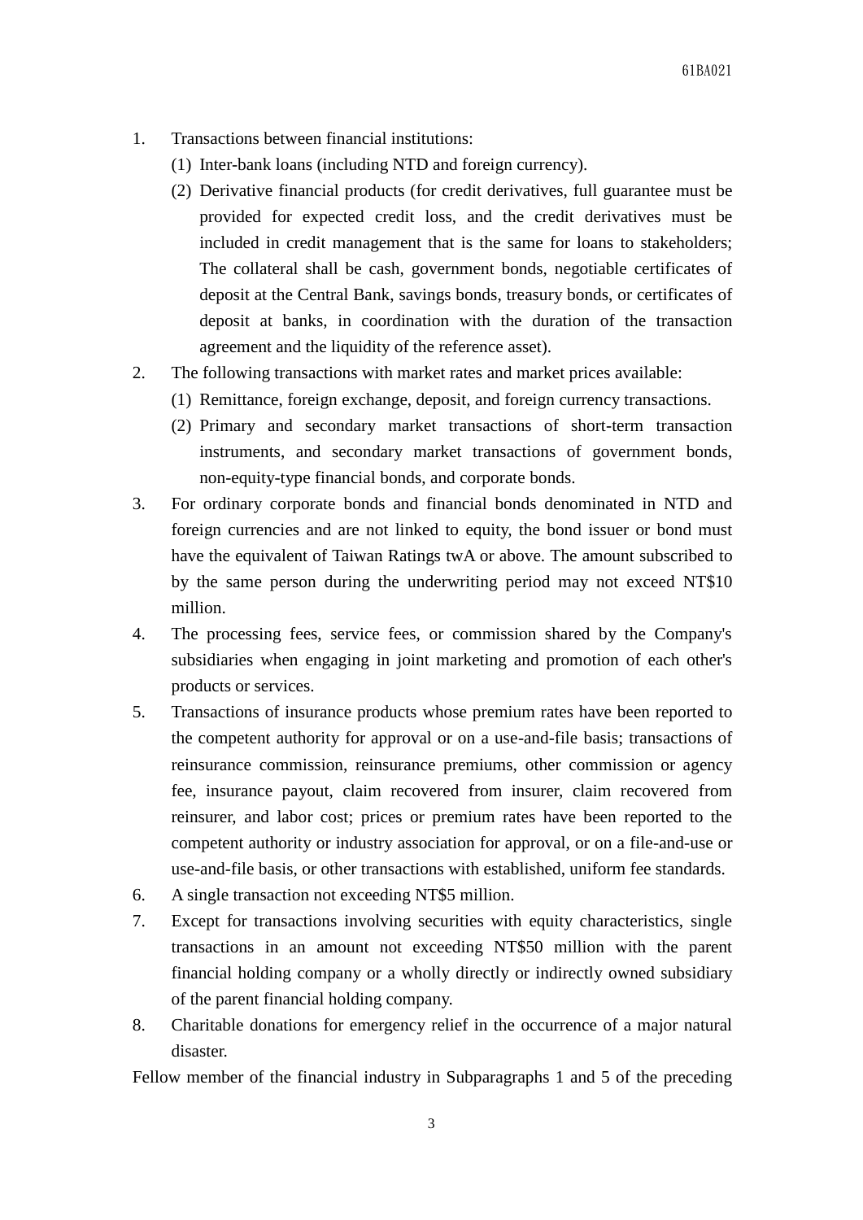1. Transactions between financial institutions:
   (1) Inter-bank loans (including NTD and foreign currency).
   (2) Derivative financial products (for credit derivatives, full guarantee must be provided for expected credit loss, and the credit derivatives must be included in credit management that is the same for loans to stakeholders; The collateral shall be cash, government bonds, negotiable certificates of deposit at the Central Bank, savings bonds, treasury bonds, or certificates of deposit at banks, in coordination with the duration of the transaction agreement and the liquidity of the reference asset).
2. The following transactions with market rates and market prices available:
   (1) Remittance, foreign exchange, deposit, and foreign currency transactions.
   (2) Primary and secondary market transactions of short-term transaction instruments, and secondary market transactions of government bonds, non-equity-type financial bonds, and corporate bonds.
3. For ordinary corporate bonds and financial bonds denominated in NTD and foreign currencies and are not linked to equity, the bond issuer or bond must have the equivalent of Taiwan Ratings twA or above. The amount subscribed to by the same person during the underwriting period may not exceed NT$10 million.
4. The processing fees, service fees, or commission shared by the Company's subsidiaries when engaging in joint marketing and promotion of each other's products or services.
5. Transactions of insurance products whose premium rates have been reported to the competent authority for approval or on a use-and-file basis; transactions of reinsurance commission, reinsurance premiums, other commission or agency fee, insurance payout, claim recovered from insurer, claim recovered from reinsurer, and labor cost; prices or premium rates have been reported to the competent authority or industry association for approval, or on a file-and-use or use-and-file basis, or other transactions with established, uniform fee standards.
6. A single transaction not exceeding NT$5 million.
7. Except for transactions involving securities with equity characteristics, single transactions in an amount not exceeding NT$50 million with the parent financial holding company or a wholly directly or indirectly owned subsidiary of the parent financial holding company.
8. Charitable donations for emergency relief in the occurrence of a major natural disaster.

Fellow member of the financial industry in Subparagraphs 1 and 5 of the preceding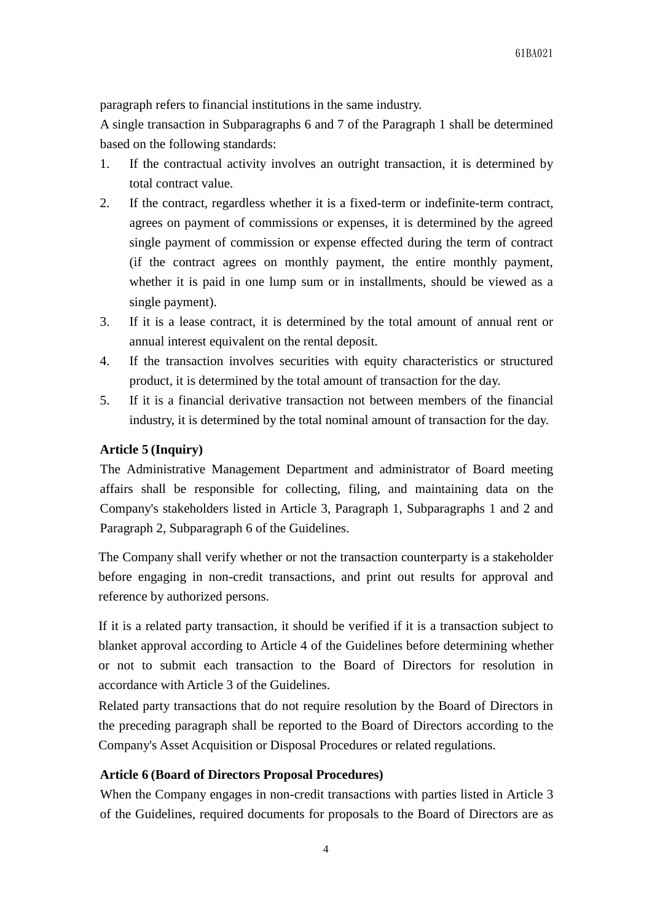paragraph refers to financial institutions in the same industry.

A single transaction in Subparagraphs 6 and 7 of the Paragraph 1 shall be determined based on the following standards:

1. If the contractual activity involves an outright transaction, it is determined by total contract value.
2. If the contract, regardless whether it is a fixed-term or indefinite-term contract, agrees on payment of commissions or expenses, it is determined by the agreed single payment of commission or expense effected during the term of contract (if the contract agrees on monthly payment, the entire monthly payment, whether it is paid in one lump sum or in installments, should be viewed as a single payment).
3. If it is a lease contract, it is determined by the total amount of annual rent or annual interest equivalent on the rental deposit.
4. If the transaction involves securities with equity characteristics or structured product, it is determined by the total amount of transaction for the day.
5. If it is a financial derivative transaction not between members of the financial industry, it is determined by the total nominal amount of transaction for the day.

**Article 5 (Inquiry)**

The Administrative Management Department and administrator of Board meeting affairs shall be responsible for collecting, filing, and maintaining data on the Company's stakeholders listed in Article 3, Paragraph 1, Subparagraphs 1 and 2 and Paragraph 2, Subparagraph 6 of the Guidelines.

The Company shall verify whether or not the transaction counterparty is a stakeholder before engaging in non-credit transactions, and print out results for approval and reference by authorized persons.

If it is a related party transaction, it should be verified if it is a transaction subject to blanket approval according to Article 4 of the Guidelines before determining whether or not to submit each transaction to the Board of Directors for resolution in accordance with Article 3 of the Guidelines.

Related party transactions that do not require resolution by the Board of Directors in the preceding paragraph shall be reported to the Board of Directors according to the Company's Asset Acquisition or Disposal Procedures or related regulations.

**Article 6 (Board of Directors Proposal Procedures)**

When the Company engages in non-credit transactions with parties listed in Article 3 of the Guidelines, required documents for proposals to the Board of Directors are as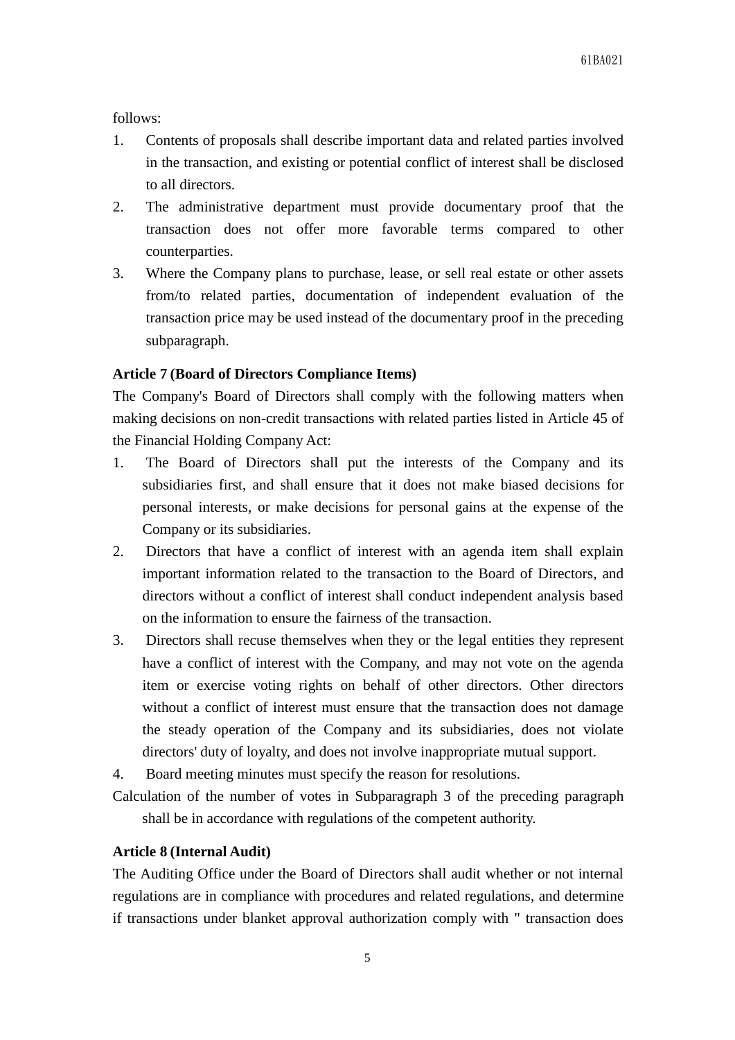follows:

1. Contents of proposals shall describe important data and related parties involved in the transaction, and existing or potential conflict of interest shall be disclosed to all directors.
2. The administrative department must provide documentary proof that the transaction does not offer more favorable terms compared to other counterparties.
3. Where the Company plans to purchase, lease, or sell real estate or other assets from/to related parties, documentation of independent evaluation of the transaction price may be used instead of the documentary proof in the preceding subparagraph.

**Article 7 (Board of Directors Compliance Items)**

The Company's Board of Directors shall comply with the following matters when making decisions on non-credit transactions with related parties listed in Article 45 of the Financial Holding Company Act:

1. The Board of Directors shall put the interests of the Company and its subsidiaries first, and shall ensure that it does not make biased decisions for personal interests, or make decisions for personal gains at the expense of the Company or its subsidiaries.
2. Directors that have a conflict of interest with an agenda item shall explain important information related to the transaction to the Board of Directors, and directors without a conflict of interest shall conduct independent analysis based on the information to ensure the fairness of the transaction.
3. Directors shall recuse themselves when they or the legal entities they represent have a conflict of interest with the Company, and may not vote on the agenda item or exercise voting rights on behalf of other directors. Other directors without a conflict of interest must ensure that the transaction does not damage the steady operation of the Company and its subsidiaries, does not violate directors' duty of loyalty, and does not involve inappropriate mutual support.
4. Board meeting minutes must specify the reason for resolutions.

Calculation of the number of votes in Subparagraph 3 of the preceding paragraph shall be in accordance with regulations of the competent authority.

**Article 8 (Internal Audit)**

The Auditing Office under the Board of Directors shall audit whether or not internal regulations are in compliance with procedures and related regulations, and determine if transactions under blanket approval authorization comply with " transaction does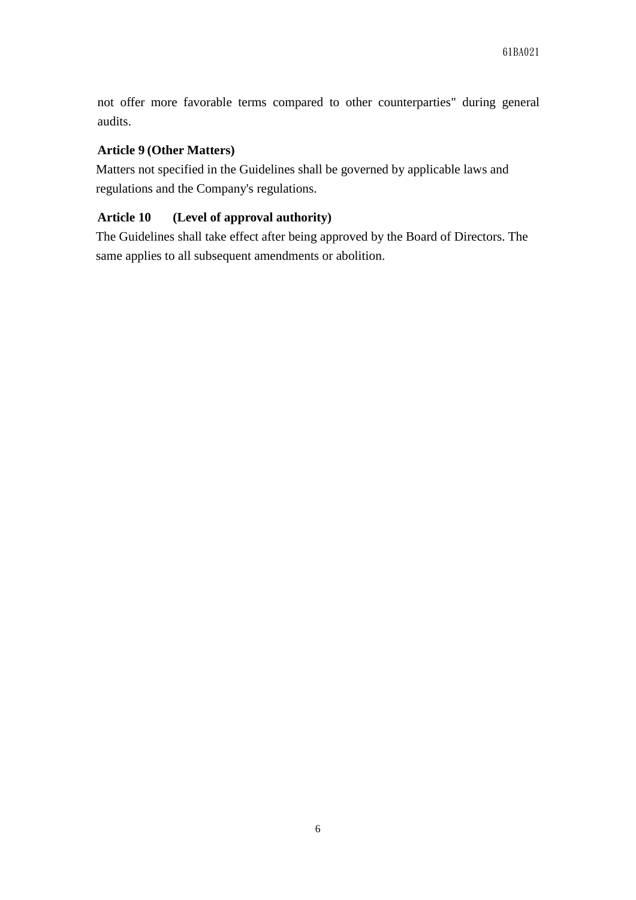not offer more favorable terms compared to other counterparties" during general audits.

**Article 9 (Other Matters)**

Matters not specified in the Guidelines shall be governed by applicable laws and regulations and the Company's regulations.

**Article 10 (Level of approval authority)**

The Guidelines shall take effect after being approved by the Board of Directors. The same applies to all subsequent amendments or abolition.